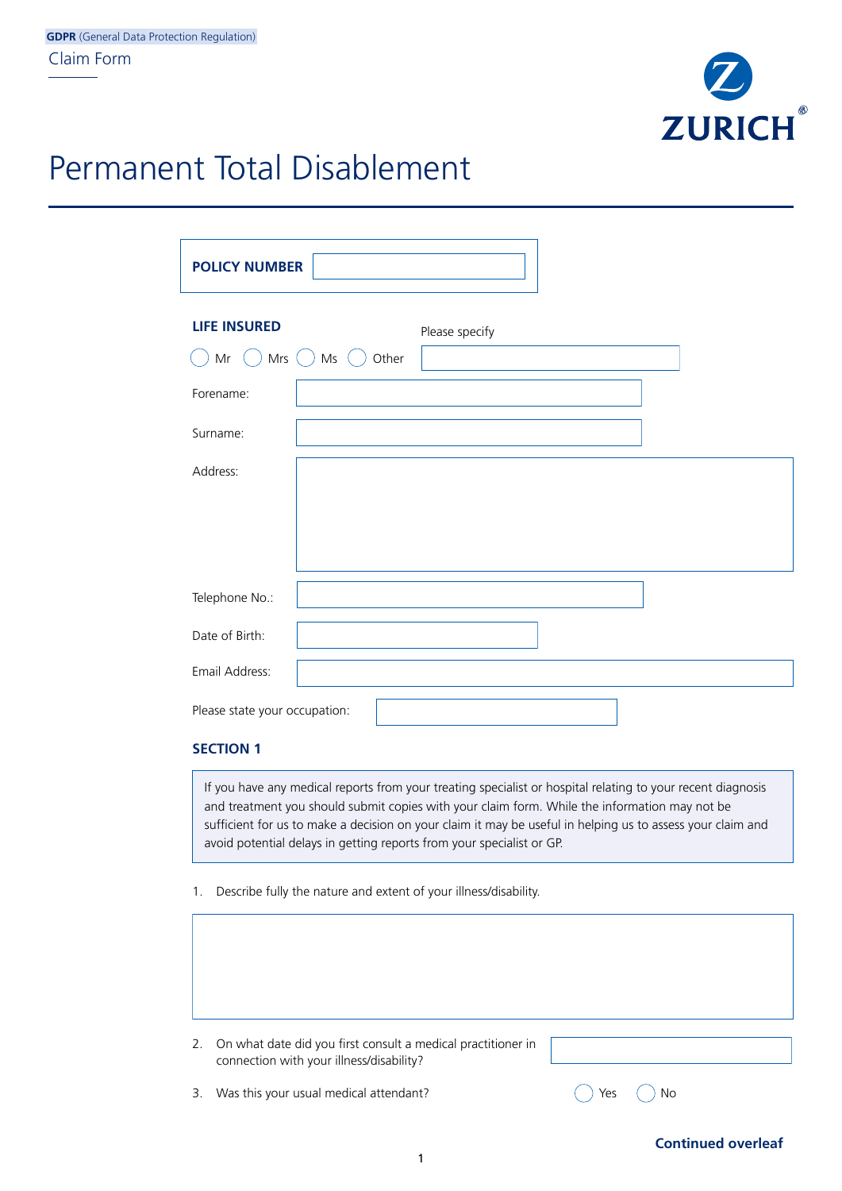**GDPR** (General Data Protection Regulation)

Claim Form

ZURICH®

# Permanent Total Disablement

**POLICY NUMBER**

**LIFE INSURED**

◯ Mr ◯ Mrs ◯ Ms ◯ Other Please specify

Forename:

Surname:

Address:

Telephone No.:

Date of Birth:

Email Address:

Please state your occupation:

## SECTION 1

If you have any medical reports from your treating specialist or hospital relating to your recent diagnosis and treatment you should submit copies with your claim form. While the information may not be sufficient for us to make a decision on your claim it may be useful in helping us to assess your claim and avoid potential delays in getting reports from your specialist or GP.

1. Describe fully the nature and extent of your illness/disability.

2. On what date did you first consult a medical practitioner in connection with your illness/disability?

3. Was this your usual medical attendant? ◯ Yes ◯ No

**Continued overleaf**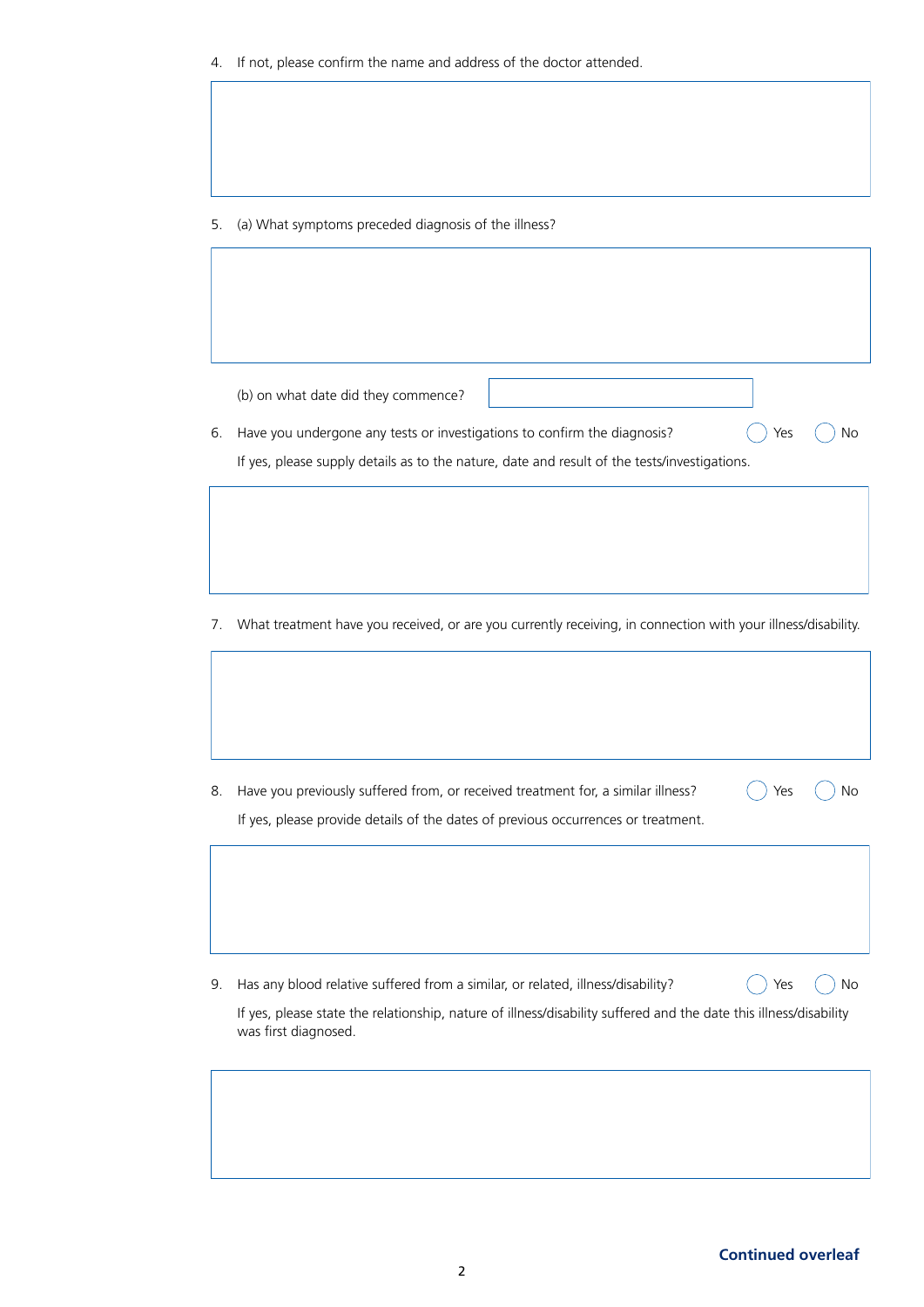4. If not, please confirm the name and address of the doctor attended.

5. (a) What symptoms preceded diagnosis of the illness?

   (b) on what date did they commence?

6. Have you undergone any tests or investigations to confirm the diagnosis? ◯ Yes ◯ No

   If yes, please supply details as to the nature, date and result of the tests/investigations.

7. What treatment have you received, or are you currently receiving, in connection with your illness/disability.

8. Have you previously suffered from, or received treatment for, a similar illness? ◯ Yes ◯ No

   If yes, please provide details of the dates of previous occurrences or treatment.

9. Has any blood relative suffered from a similar, or related, illness/disability? ◯ Yes ◯ No

   If yes, please state the relationship, nature of illness/disability suffered and the date this illness/disability was first diagnosed.

**Continued overleaf**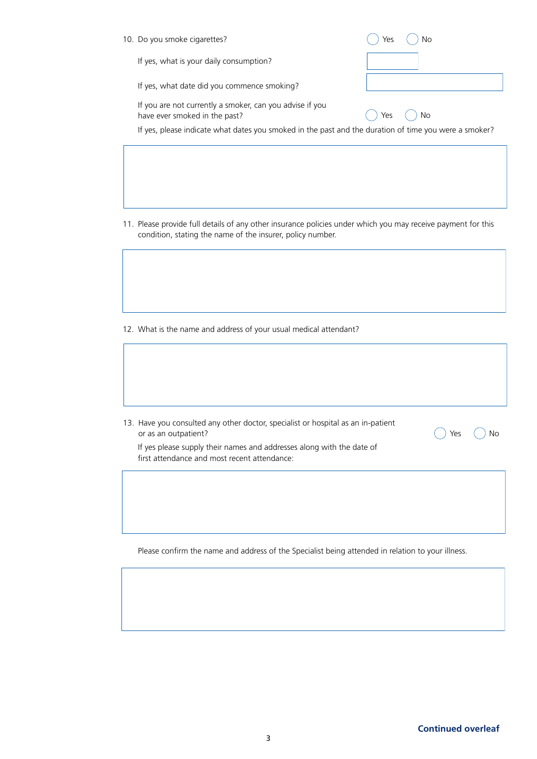10. Do you smoke cigarettes? ◯ Yes ◯ No

    If yes, what is your daily consumption?

    If yes, what date did you commence smoking?

    If you are not currently a smoker, can you advise if you have ever smoked in the past? ◯ Yes ◯ No

    If yes, please indicate what dates you smoked in the past and the duration of time you were a smoker?

11. Please provide full details of any other insurance policies under which you may receive payment for this condition, stating the name of the insurer, policy number.

12. What is the name and address of your usual medical attendant?

13. Have you consulted any other doctor, specialist or hospital as an in-patient or as an outpatient? ◯ Yes ◯ No

    If yes please supply their names and addresses along with the date of first attendance and most recent attendance:

    Please confirm the name and address of the Specialist being attended in relation to your illness.

**Continued overleaf**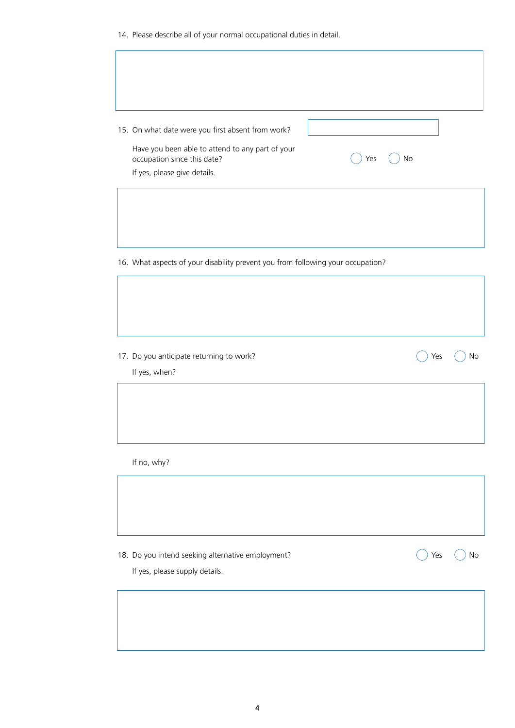14. Please describe all of your normal occupational duties in detail.

15. On what date were you first absent from work?

    Have you been able to attend to any part of your occupation since this date? ◯ Yes ◯ No

    If yes, please give details.

16. What aspects of your disability prevent you from following your occupation?

17. Do you anticipate returning to work? ◯ Yes ◯ No

    If yes, when?

    If no, why?

18. Do you intend seeking alternative employment? ◯ Yes ◯ No

    If yes, please supply details.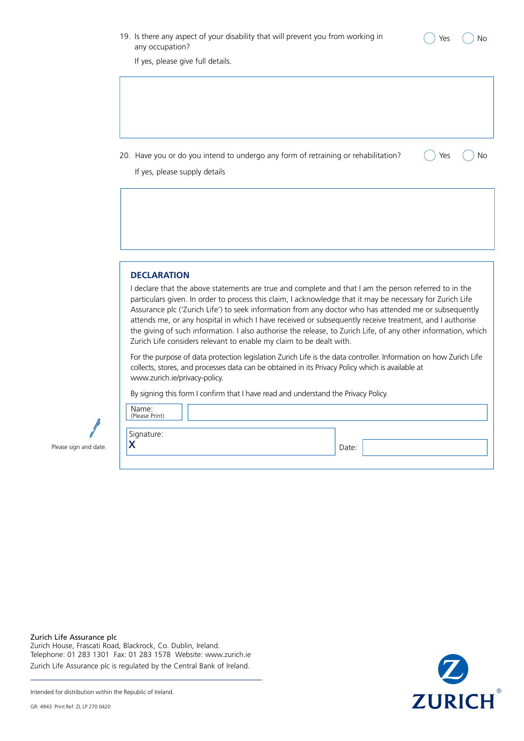19. Is there any aspect of your disability that will prevent you from working in any occupation? ◯ Yes ◯ No

    If yes, please give full details.

20. Have you or do you intend to undergo any form of retraining or rehabilitation? ◯ Yes ◯ No

    If yes, please supply details

## DECLARATION

I declare that the above statements are true and complete and that I am the person referred to in the particulars given. In order to process this claim, I acknowledge that it may be necessary for Zurich Life Assurance plc ('Zurich Life') to seek information from any doctor who has attended me or subsequently attends me, or any hospital in which I have received or subsequently receive treatment, and I authorise the giving of such information. I also authorise the release, to Zurich Life, of any other information, which Zurich Life considers relevant to enable my claim to be dealt with.

For the purpose of data protection legislation Zurich Life is the data controller. Information on how Zurich Life collects, stores, and processes data can be obtained in its Privacy Policy which is available at www.zurich.ie/privacy-policy.

By signing this form I confirm that I have read and understand the Privacy Policy.

Name: (Please Print)

Please sign and date.

Signature: X

Date:

Zurich Life Assurance plc
Zurich House, Frascati Road, Blackrock, Co. Dublin, Ireland.
Telephone: 01 283 1301 Fax: 01 283 1578 Website: www.zurich.ie
Zurich Life Assurance plc is regulated by the Central Bank of Ireland.

Intended for distribution within the Republic of Ireland.

GR: 4943 Print Ref: ZL LP 270 0420

ZURICH®